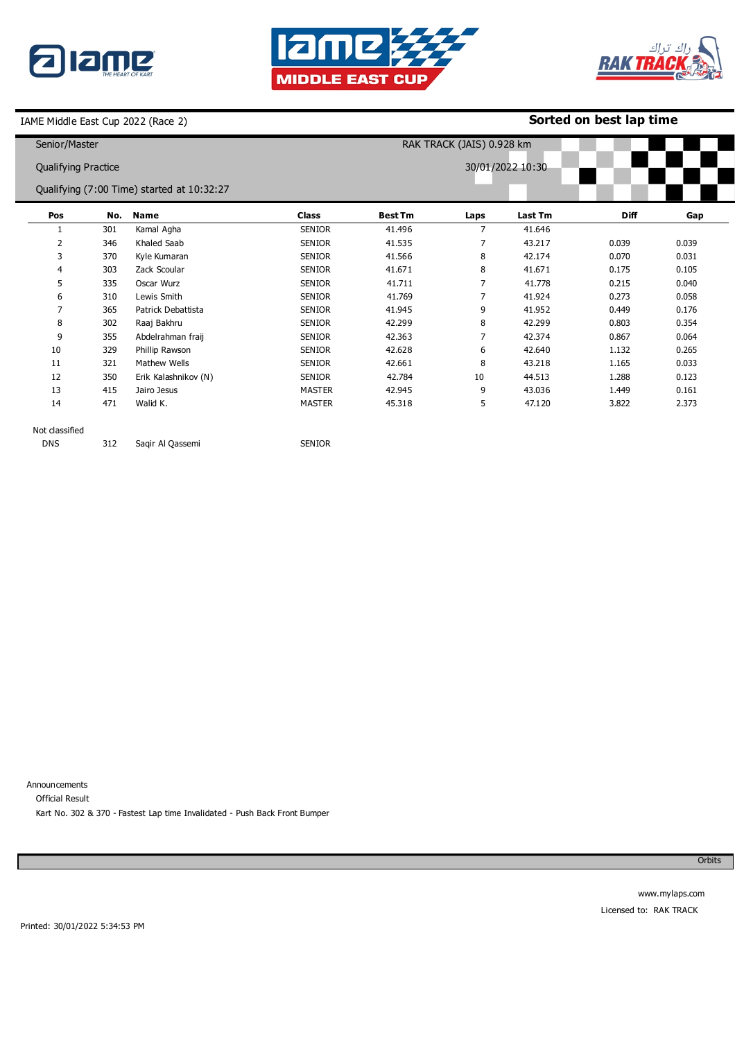IAME Middle East Cup 2022 (Race 2)

**Sorted on best lap time**

Senior/Master

RAK TRACK (JAIS) 0.928 km

Qualifying Practice

30/01/2022 10:30

Qualifying (7:00 Time) started at 10:32:27

| Pos | No. | Name | Class | Best Tm | Laps | Last Tm | Diff | Gap |
|---|---|---|---|---|---|---|---|---|
| 1 | 301 | Kamal Agha | SENIOR | 41.496 | 7 | 41.646 | | |
| 2 | 346 | Khaled Saab | SENIOR | 41.535 | 7 | 43.217 | 0.039 | 0.039 |
| 3 | 370 | Kyle Kumaran | SENIOR | 41.566 | 8 | 42.174 | 0.070 | 0.031 |
| 4 | 303 | Zack Scoular | SENIOR | 41.671 | 8 | 41.671 | 0.175 | 0.105 |
| 5 | 335 | Oscar Wurz | SENIOR | 41.711 | 7 | 41.778 | 0.215 | 0.040 |
| 6 | 310 | Lewis Smith | SENIOR | 41.769 | 7 | 41.924 | 0.273 | 0.058 |
| 7 | 365 | Patrick Debattista | SENIOR | 41.945 | 9 | 41.952 | 0.449 | 0.176 |
| 8 | 302 | Raaj Bakhru | SENIOR | 42.299 | 8 | 42.299 | 0.803 | 0.354 |
| 9 | 355 | Abdelrahman fraij | SENIOR | 42.363 | 7 | 42.374 | 0.867 | 0.064 |
| 10 | 329 | Phillip Rawson | SENIOR | 42.628 | 6 | 42.640 | 1.132 | 0.265 |
| 11 | 321 | Mathew Wells | SENIOR | 42.661 | 8 | 43.218 | 1.165 | 0.033 |
| 12 | 350 | Erik Kalashnikov (N) | SENIOR | 42.784 | 10 | 44.513 | 1.288 | 0.123 |
| 13 | 415 | Jairo Jesus | MASTER | 42.945 | 9 | 43.036 | 1.449 | 0.161 |
| 14 | 471 | Walid K. | MASTER | 45.318 | 5 | 47.120 | 3.822 | 2.373 |
| Not classified | | | | | | | | |
| DNS | 312 | Saqir Al Qassemi | SENIOR | | | | | |

Announcements

Official Result

Kart No. 302 & 370 - Fastest Lap time Invalidated - Push Back Front Bumper

Orbits

www.mylaps.com

Licensed to: RAK TRACK

Printed: 30/01/2022 5:34:53 PM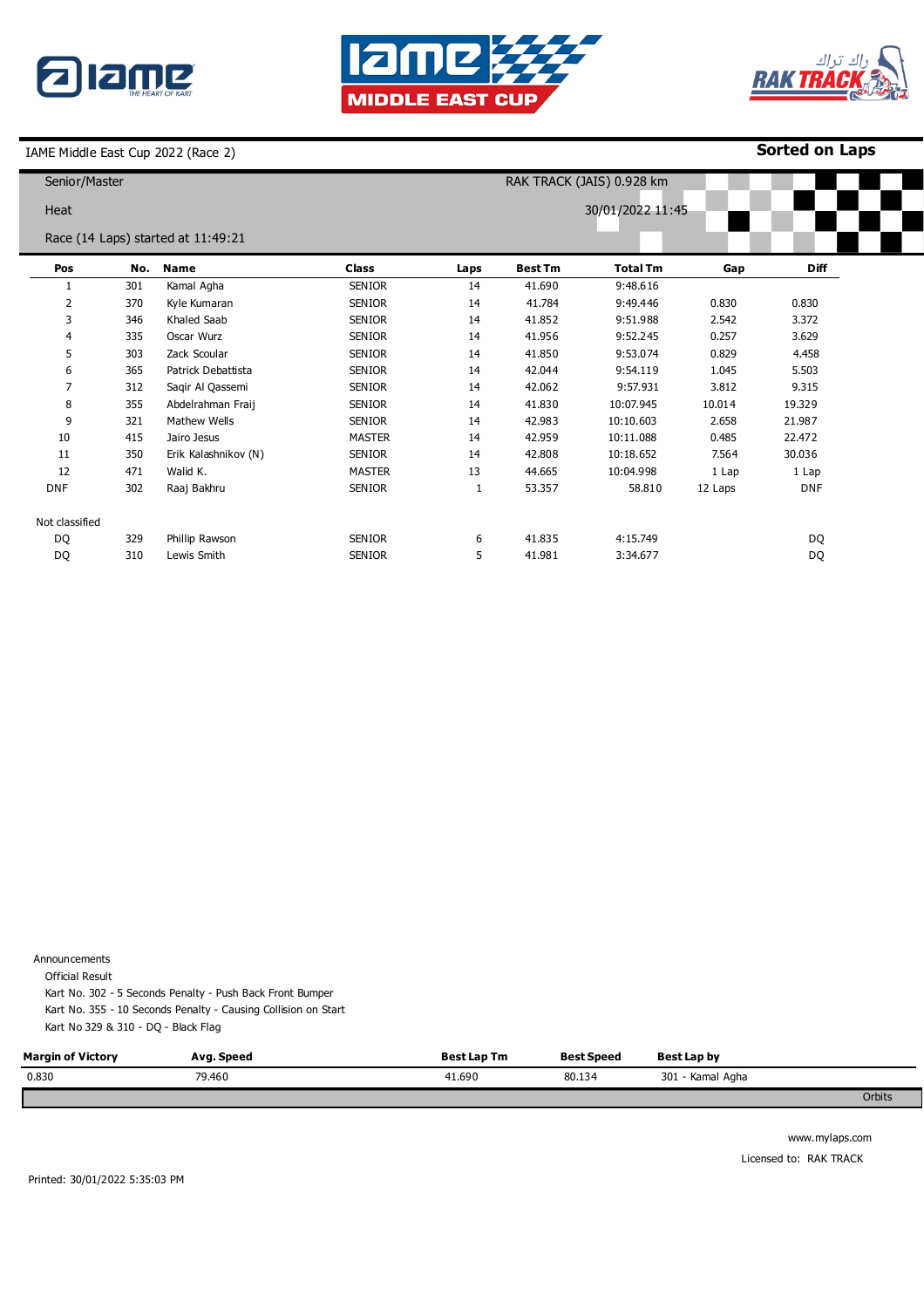IAME Middle East Cup 2022 (Race 2)

**Sorted on Laps**

Senior/Master

RAK TRACK (JAIS) 0.928 km

Heat

30/01/2022 11:45

Race (14 Laps) started at 11:49:21

| Pos | No. | Name | Class | Laps | Best Tm | Total Tm | Gap | Diff |
|---|---|---|---|---|---|---|---|---|
| 1 | 301 | Kamal Agha | SENIOR | 14 | 41.690 | 9:48.616 | | |
| 2 | 370 | Kyle Kumaran | SENIOR | 14 | 41.784 | 9:49.446 | 0.830 | 0.830 |
| 3 | 346 | Khaled Saab | SENIOR | 14 | 41.852 | 9:51.988 | 2.542 | 3.372 |
| 4 | 335 | Oscar Wurz | SENIOR | 14 | 41.956 | 9:52.245 | 0.257 | 3.629 |
| 5 | 303 | Zack Scoular | SENIOR | 14 | 41.850 | 9:53.074 | 0.829 | 4.458 |
| 6 | 365 | Patrick Debattista | SENIOR | 14 | 42.044 | 9:54.119 | 1.045 | 5.503 |
| 7 | 312 | Saqir Al Qassemi | SENIOR | 14 | 42.062 | 9:57.931 | 3.812 | 9.315 |
| 8 | 355 | Abdelrahman Fraij | SENIOR | 14 | 41.830 | 10:07.945 | 10.014 | 19.329 |
| 9 | 321 | Mathew Wells | SENIOR | 14 | 42.983 | 10:10.603 | 2.658 | 21.987 |
| 10 | 415 | Jairo Jesus | MASTER | 14 | 42.959 | 10:11.088 | 0.485 | 22.472 |
| 11 | 350 | Erik Kalashnikov (N) | SENIOR | 14 | 42.808 | 10:18.652 | 7.564 | 30.036 |
| 12 | 471 | Walid K. | MASTER | 13 | 44.665 | 10:04.998 | 1 Lap | 1 Lap |
| DNF | 302 | Raaj Bakhru | SENIOR | 1 | 53.357 | 58.810 | 12 Laps | DNF |
| Not classified | | | | | | | | |
| DQ | 329 | Phillip Rawson | SENIOR | 6 | 41.835 | 4:15.749 | | DQ |
| DQ | 310 | Lewis Smith | SENIOR | 5 | 41.981 | 3:34.677 | | DQ |

Announcements

Official Result

Kart No. 302 - 5 Seconds Penalty - Push Back Front Bumper

Kart No. 355 - 10 Seconds Penalty - Causing Collision on Start

Kart No 329 & 310 - DQ - Black Flag

| Margin of Victory | Avg. Speed | Best Lap Tm | Best Speed | Best Lap by |
|---|---|---|---|---|
| 0.830 | 79.460 | 41.690 | 80.134 | 301 - Kamal Agha |

Orbits

www.mylaps.com

Licensed to: RAK TRACK

Printed: 30/01/2022 5:35:03 PM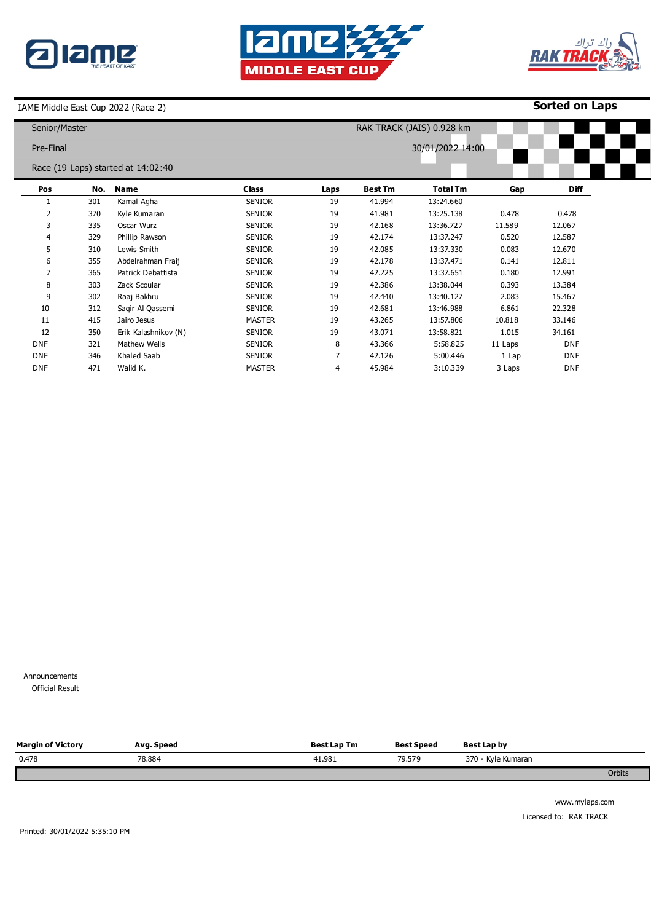IAME Middle East Cup 2022 (Race 2)

**Sorted on Laps**

Senior/Master

RAK TRACK (JAIS) 0.928 km

Pre-Final

30/01/2022 14:00

Race (19 Laps) started at 14:02:40

| Pos | No. | Name | Class | Laps | Best Tm | Total Tm | Gap | Diff |
|---|---|---|---|---|---|---|---|---|
| 1 | 301 | Kamal Agha | SENIOR | 19 | 41.994 | 13:24.660 | | |
| 2 | 370 | Kyle Kumaran | SENIOR | 19 | 41.981 | 13:25.138 | 0.478 | 0.478 |
| 3 | 335 | Oscar Wurz | SENIOR | 19 | 42.168 | 13:36.727 | 11.589 | 12.067 |
| 4 | 329 | Phillip Rawson | SENIOR | 19 | 42.174 | 13:37.247 | 0.520 | 12.587 |
| 5 | 310 | Lewis Smith | SENIOR | 19 | 42.085 | 13:37.330 | 0.083 | 12.670 |
| 6 | 355 | Abdelrahman Fraij | SENIOR | 19 | 42.178 | 13:37.471 | 0.141 | 12.811 |
| 7 | 365 | Patrick Debattista | SENIOR | 19 | 42.225 | 13:37.651 | 0.180 | 12.991 |
| 8 | 303 | Zack Scoular | SENIOR | 19 | 42.386 | 13:38.044 | 0.393 | 13.384 |
| 9 | 302 | Raaj Bakhru | SENIOR | 19 | 42.440 | 13:40.127 | 2.083 | 15.467 |
| 10 | 312 | Saqir Al Qassemi | SENIOR | 19 | 42.681 | 13:46.988 | 6.861 | 22.328 |
| 11 | 415 | Jairo Jesus | MASTER | 19 | 43.265 | 13:57.806 | 10.818 | 33.146 |
| 12 | 350 | Erik Kalashnikov (N) | SENIOR | 19 | 43.071 | 13:58.821 | 1.015 | 34.161 |
| DNF | 321 | Mathew Wells | SENIOR | 8 | 43.366 | 5:58.825 | 11 Laps | DNF |
| DNF | 346 | Khaled Saab | SENIOR | 7 | 42.126 | 5:00.446 | 1 Lap | DNF |
| DNF | 471 | Walid K. | MASTER | 4 | 45.984 | 3:10.339 | 3 Laps | DNF |

Announcements

Official Result

| Margin of Victory | Avg. Speed | Best Lap Tm | Best Speed | Best Lap by |
|---|---|---|---|---|
| 0.478 | 78.884 | 41.981 | 79.579 | 370 - Kyle Kumaran |

Orbits

www.mylaps.com

Licensed to: RAK TRACK

Printed: 30/01/2022 5:35:10 PM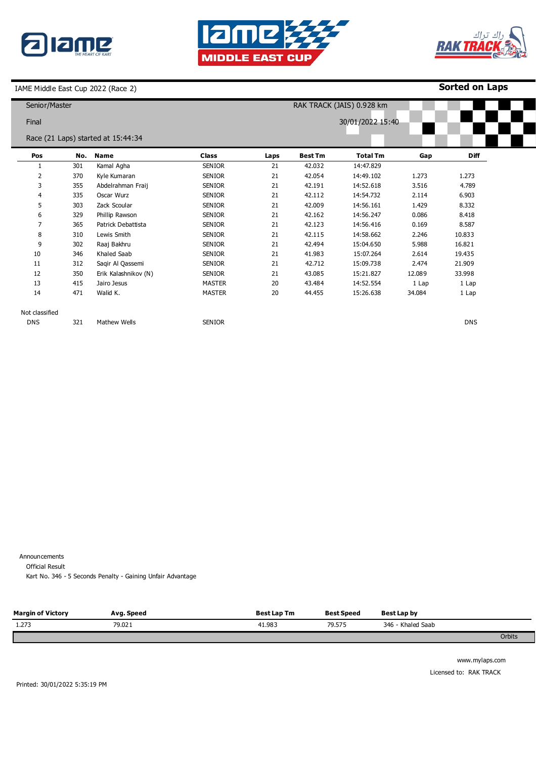IAME Middle East Cup 2022 (Race 2)

**Sorted on Laps**

Senior/Master

RAK TRACK (JAIS) 0.928 km

Final

30/01/2022 15:40

Race (21 Laps) started at 15:44:34

| Pos | No. | Name | Class | Laps | Best Tm | Total Tm | Gap | Diff |
|---|---|---|---|---|---|---|---|---|
| 1 | 301 | Kamal Agha | SENIOR | 21 | 42.032 | 14:47.829 | | |
| 2 | 370 | Kyle Kumaran | SENIOR | 21 | 42.054 | 14:49.102 | 1.273 | 1.273 |
| 3 | 355 | Abdelrahman Fraij | SENIOR | 21 | 42.191 | 14:52.618 | 3.516 | 4.789 |
| 4 | 335 | Oscar Wurz | SENIOR | 21 | 42.112 | 14:54.732 | 2.114 | 6.903 |
| 5 | 303 | Zack Scoular | SENIOR | 21 | 42.009 | 14:56.161 | 1.429 | 8.332 |
| 6 | 329 | Phillip Rawson | SENIOR | 21 | 42.162 | 14:56.247 | 0.086 | 8.418 |
| 7 | 365 | Patrick Debattista | SENIOR | 21 | 42.123 | 14:56.416 | 0.169 | 8.587 |
| 8 | 310 | Lewis Smith | SENIOR | 21 | 42.115 | 14:58.662 | 2.246 | 10.833 |
| 9 | 302 | Raaj Bakhru | SENIOR | 21 | 42.494 | 15:04.650 | 5.988 | 16.821 |
| 10 | 346 | Khaled Saab | SENIOR | 21 | 41.983 | 15:07.264 | 2.614 | 19.435 |
| 11 | 312 | Saqir Al Qassemi | SENIOR | 21 | 42.712 | 15:09.738 | 2.474 | 21.909 |
| 12 | 350 | Erik Kalashnikov (N) | SENIOR | 21 | 43.085 | 15:21.827 | 12.089 | 33.998 |
| 13 | 415 | Jairo Jesus | MASTER | 20 | 43.484 | 14:52.554 | 1 Lap | 1 Lap |
| 14 | 471 | Walid K. | MASTER | 20 | 44.455 | 15:26.638 | 34.084 | 1 Lap |
| Not classified | | | | | | | | |
| DNS | 321 | Mathew Wells | SENIOR | | | | | DNS |

Announcements

Official Result

Kart No. 346 - 5 Seconds Penalty - Gaining Unfair Advantage

| Margin of Victory | Avg. Speed | Best Lap Tm | Best Speed | Best Lap by |
|---|---|---|---|---|
| 1.273 | 79.021 | 41.983 | 79.575 | 346 - Khaled Saab |

Orbits

www.mylaps.com

Licensed to: RAK TRACK

Printed: 30/01/2022 5:35:19 PM